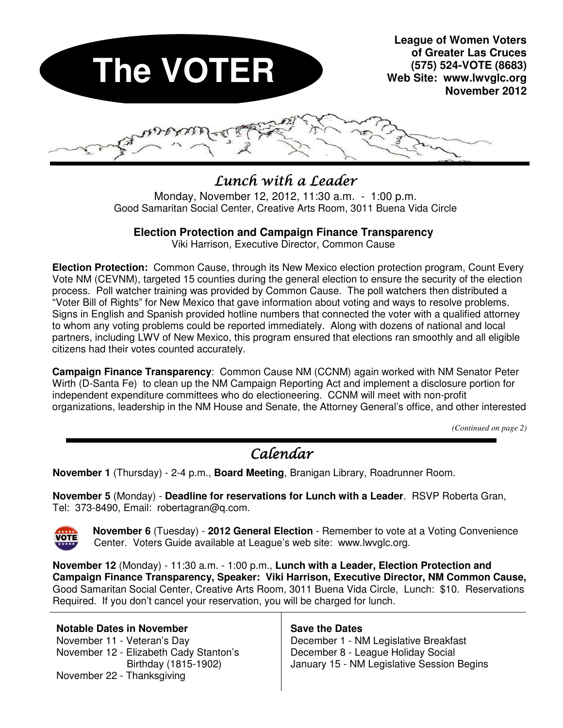# The VOTER

**League of Women Voters of Greater Las Cruces**
**(575) 524-VOTE (8683)**
**Web Site: www.lwvglc.org**
**November 2012**

## *Lunch with a Leader*

Monday, November 12, 2012, 11:30 a.m. - 1:00 p.m.
Good Samaritan Social Center, Creative Arts Room, 3011 Buena Vida Circle

### Election Protection and Campaign Finance Transparency

Viki Harrison, Executive Director, Common Cause

**Election Protection:** Common Cause, through its New Mexico election protection program, Count Every Vote NM (CEVNM), targeted 15 counties during the general election to ensure the security of the election process. Poll watcher training was provided by Common Cause. The poll watchers then distributed a "Voter Bill of Rights" for New Mexico that gave information about voting and ways to resolve problems. Signs in English and Spanish provided hotline numbers that connected the voter with a qualified attorney to whom any voting problems could be reported immediately. Along with dozens of national and local partners, including LWV of New Mexico, this program ensured that elections ran smoothly and all eligible citizens had their votes counted accurately.

**Campaign Finance Transparency**: Common Cause NM (CCNM) again worked with NM Senator Peter Wirth (D-Santa Fe) to clean up the NM Campaign Reporting Act and implement a disclosure portion for independent expenditure committees who do electioneering. CCNM will meet with non-profit organizations, leadership in the NM House and Senate, the Attorney General's office, and other interested

*(Continued on page 2)*

## *Calendar*

**November 1** (Thursday) - 2-4 p.m., **Board Meeting**, Branigan Library, Roadrunner Room.

**November 5** (Monday) - **Deadline for reservations for Lunch with a Leader**. RSVP Roberta Gran, Tel: 373-8490, Email: robertagran@q.com.

**November 6** (Tuesday) - **2012 General Election** - Remember to vote at a Voting Convenience Center. Voters Guide available at League's web site: www.lwvglc.org.

**November 12** (Monday) - 11:30 a.m. - 1:00 p.m., **Lunch with a Leader, Election Protection and Campaign Finance Transparency, Speaker: Viki Harrison, Executive Director, NM Common Cause,** Good Samaritan Social Center, Creative Arts Room, 3011 Buena Vida Circle, Lunch: $10. Reservations Required. If you don't cancel your reservation, you will be charged for lunch.

**Notable Dates in November**
November 11 - Veteran's Day
November 12 - Elizabeth Cady Stanton's Birthday (1815-1902)
November 22 - Thanksgiving

**Save the Dates**
December 1 - NM Legislative Breakfast
December 8 - League Holiday Social
January 15 - NM Legislative Session Begins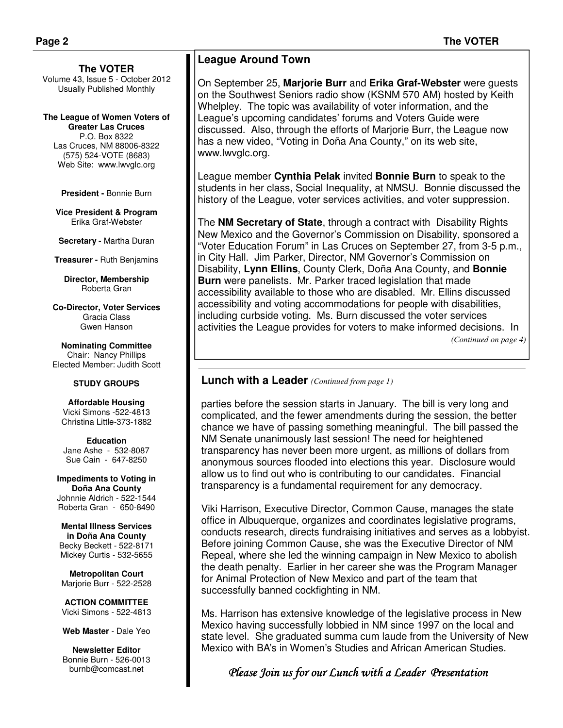**The VOTER**
Volume 43, Issue 5 - October 2012
Usually Published Monthly

**The League of Women Voters of Greater Las Cruces**
P.O. Box 8322
Las Cruces, NM 88006-8322
(575) 524-VOTE (8683)
Web Site: www.lwvglc.org

**President -** Bonnie Burn

**Vice President & Program**
Erika Graf-Webster

**Secretary -** Martha Duran

**Treasurer -** Ruth Benjamins

**Director, Membership**
Roberta Gran

**Co-Director, Voter Services**
Gracia Class
Gwen Hanson

**Nominating Committee**
Chair: Nancy Phillips
Elected Member: Judith Scott

**STUDY GROUPS**

**Affordable Housing**
Vicki Simons -522-4813
Christina Little-373-1882

**Education**
Jane Ashe - 532-8087
Sue Cain - 647-8250

**Impediments to Voting in Doña Ana County**
Johnnie Aldrich - 522-1544
Roberta Gran - 650-8490

**Mental Illness Services in Doña Ana County**
Becky Beckett - 522-8171
Mickey Curtis - 532-5655

**Metropolitan Court**
Marjorie Burr - 522-2528

**ACTION COMMITTEE**
Vicki Simons - 522-4813

**Web Master** - Dale Yeo

**Newsletter Editor**
Bonnie Burn - 526-0013
burnb@comcast.net

## League Around Town

On September 25, **Marjorie Burr** and **Erika Graf-Webster** were guests on the Southwest Seniors radio show (KSNM 570 AM) hosted by Keith Whelpley. The topic was availability of voter information, and the League's upcoming candidates' forums and Voters Guide were discussed. Also, through the efforts of Marjorie Burr, the League now has a new video, "Voting in Doña Ana County," on its web site, www.lwvglc.org.

League member **Cynthia Pelak** invited **Bonnie Burn** to speak to the students in her class, Social Inequality, at NMSU. Bonnie discussed the history of the League, voter services activities, and voter suppression.

The **NM Secretary of State**, through a contract with Disability Rights New Mexico and the Governor's Commission on Disability, sponsored a "Voter Education Forum" in Las Cruces on September 27, from 3-5 p.m., in City Hall. Jim Parker, Director, NM Governor's Commission on Disability, **Lynn Ellins**, County Clerk, Doña Ana County, and **Bonnie Burn** were panelists. Mr. Parker traced legislation that made accessibility available to those who are disabled. Mr. Ellins discussed accessibility and voting accommodations for people with disabilities, including curbside voting. Ms. Burn discussed the voter services activities the League provides for voters to make informed decisions. In

*(Continued on page 4)*

## Lunch with a Leader *(Continued from page 1)*

parties before the session starts in January. The bill is very long and complicated, and the fewer amendments during the session, the better chance we have of passing something meaningful. The bill passed the NM Senate unanimously last session! The need for heightened transparency has never been more urgent, as millions of dollars from anonymous sources flooded into elections this year. Disclosure would allow us to find out who is contributing to our candidates. Financial transparency is a fundamental requirement for any democracy.

Viki Harrison, Executive Director, Common Cause, manages the state office in Albuquerque, organizes and coordinates legislative programs, conducts research, directs fundraising initiatives and serves as a lobbyist. Before joining Common Cause, she was the Executive Director of NM Repeal, where she led the winning campaign in New Mexico to abolish the death penalty. Earlier in her career she was the Program Manager for Animal Protection of New Mexico and part of the team that successfully banned cockfighting in NM.

Ms. Harrison has extensive knowledge of the legislative process in New Mexico having successfully lobbied in NM since 1997 on the local and state level. She graduated summa cum laude from the University of New Mexico with BA's in Women's Studies and African American Studies.

*Please Join us for our Lunch with a Leader Presentation*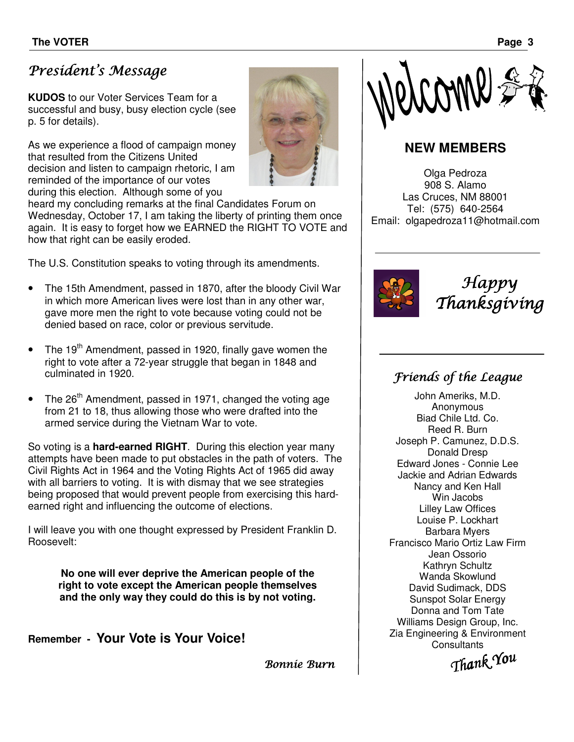## *President's Message*

**KUDOS** to our Voter Services Team for a successful and busy, busy election cycle (see p. 5 for details).

As we experience a flood of campaign money that resulted from the Citizens United decision and listen to campaign rhetoric, I am reminded of the importance of our votes during this election. Although some of you heard my concluding remarks at the final Candidates Forum on Wednesday, October 17, I am taking the liberty of printing them once again. It is easy to forget how we EARNED the RIGHT TO VOTE and how that right can be easily eroded.

The U.S. Constitution speaks to voting through its amendments.

- The 15th Amendment, passed in 1870, after the bloody Civil War in which more American lives were lost than in any other war, gave more men the right to vote because voting could not be denied based on race, color or previous servitude.
- The 19th Amendment, passed in 1920, finally gave women the right to vote after a 72-year struggle that began in 1848 and culminated in 1920.
- The 26th Amendment, passed in 1971, changed the voting age from 21 to 18, thus allowing those who were drafted into the armed service during the Vietnam War to vote.

So voting is a **hard-earned RIGHT**. During this election year many attempts have been made to put obstacles in the path of voters. The Civil Rights Act in 1964 and the Voting Rights Act of 1965 did away with all barriers to voting. It is with dismay that we see strategies being proposed that would prevent people from exercising this hard-earned right and influencing the outcome of elections.

I will leave you with one thought expressed by President Franklin D. Roosevelt:

> **No one will ever deprive the American people of the right to vote except the American people themselves and the only way they could do this is by not voting.**

**Remember - Your Vote is Your Voice!**

*Bonnie Burn*

# Welcome

## NEW MEMBERS

Olga Pedroza
908 S. Alamo
Las Cruces, NM 88001
Tel: (575) 640-2564
Email: olgapedroza11@hotmail.com

## *Happy Thanksgiving*

## *Friends of the League*

John Ameriks, M.D.
Anonymous
Biad Chile Ltd. Co.
Reed R. Burn
Joseph P. Camunez, D.D.S.
Donald Dresp
Edward Jones - Connie Lee
Jackie and Adrian Edwards
Nancy and Ken Hall
Win Jacobs
Lilley Law Offices
Louise P. Lockhart
Barbara Myers
Francisco Mario Ortiz Law Firm
Jean Ossorio
Kathryn Schultz
Wanda Skowlund
David Sudimack, DDS
Sunspot Solar Energy
Donna and Tom Tate
Williams Design Group, Inc.
Zia Engineering & Environment Consultants

*Thank You*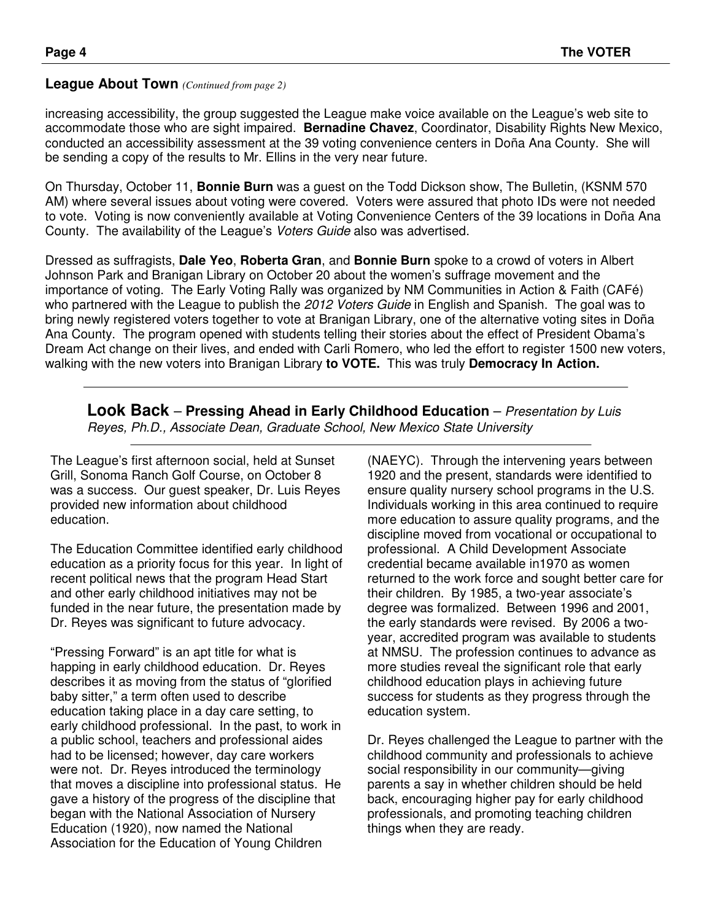### League About Town *(Continued from page 2)*

increasing accessibility, the group suggested the League make voice available on the League's web site to accommodate those who are sight impaired. **Bernadine Chavez**, Coordinator, Disability Rights New Mexico, conducted an accessibility assessment at the 39 voting convenience centers in Doña Ana County. She will be sending a copy of the results to Mr. Ellins in the very near future.

On Thursday, October 11, **Bonnie Burn** was a guest on the Todd Dickson show, The Bulletin, (KSNM 570 AM) where several issues about voting were covered. Voters were assured that photo IDs were not needed to vote. Voting is now conveniently available at Voting Convenience Centers of the 39 locations in Doña Ana County. The availability of the League's *Voters Guide* also was advertised.

Dressed as suffragists, **Dale Yeo**, **Roberta Gran**, and **Bonnie Burn** spoke to a crowd of voters in Albert Johnson Park and Branigan Library on October 20 about the women's suffrage movement and the importance of voting. The Early Voting Rally was organized by NM Communities in Action & Faith (CAFé) who partnered with the League to publish the *2012 Voters Guide* in English and Spanish. The goal was to bring newly registered voters together to vote at Branigan Library, one of the alternative voting sites in Doña Ana County. The program opened with students telling their stories about the effect of President Obama's Dream Act change on their lives, and ended with Carli Romero, who led the effort to register 1500 new voters, walking with the new voters into Branigan Library **to VOTE.** This was truly **Democracy In Action.**

---

## Look Back – Pressing Ahead in Early Childhood Education – *Presentation by Luis Reyes, Ph.D., Associate Dean, Graduate School, New Mexico State University*

The League's first afternoon social, held at Sunset Grill, Sonoma Ranch Golf Course, on October 8 was a success. Our guest speaker, Dr. Luis Reyes provided new information about childhood education.

The Education Committee identified early childhood education as a priority focus for this year. In light of recent political news that the program Head Start and other early childhood initiatives may not be funded in the near future, the presentation made by Dr. Reyes was significant to future advocacy.

"Pressing Forward" is an apt title for what is happing in early childhood education. Dr. Reyes describes it as moving from the status of "glorified baby sitter," a term often used to describe education taking place in a day care setting, to early childhood professional. In the past, to work in a public school, teachers and professional aides had to be licensed; however, day care workers were not. Dr. Reyes introduced the terminology that moves a discipline into professional status. He gave a history of the progress of the discipline that began with the National Association of Nursery Education (1920), now named the National Association for the Education of Young Children (NAEYC). Through the intervening years between 1920 and the present, standards were identified to ensure quality nursery school programs in the U.S. Individuals working in this area continued to require more education to assure quality programs, and the discipline moved from vocational or occupational to professional. A Child Development Associate credential became available in1970 as women returned to the work force and sought better care for their children. By 1985, a two-year associate's degree was formalized. Between 1996 and 2001, the early standards were revised. By 2006 a two-year, accredited program was available to students at NMSU. The profession continues to advance as more studies reveal the significant role that early childhood education plays in achieving future success for students as they progress through the education system.

Dr. Reyes challenged the League to partner with the childhood community and professionals to achieve social responsibility in our community—giving parents a say in whether children should be held back, encouraging higher pay for early childhood professionals, and promoting teaching children things when they are ready.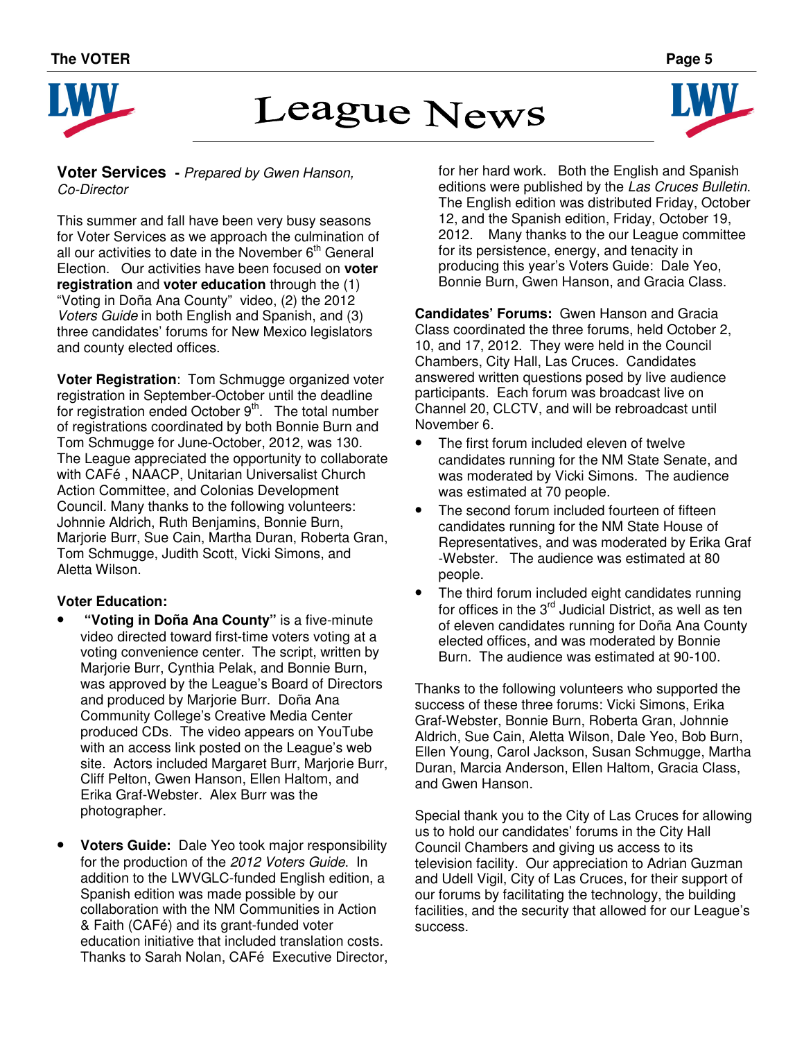# League News

## Voter Services - *Prepared by Gwen Hanson, Co-Director*

This summer and fall have been very busy seasons for Voter Services as we approach the culmination of all our activities to date in the November 6th General Election. Our activities have been focused on **voter registration** and **voter education** through the (1) "Voting in Doña Ana County" video, (2) the 2012 *Voters Guide* in both English and Spanish, and (3) three candidates' forums for New Mexico legislators and county elected offices.

**Voter Registration**: Tom Schmugge organized voter registration in September-October until the deadline for registration ended October 9th. The total number of registrations coordinated by both Bonnie Burn and Tom Schmugge for June-October, 2012, was 130. The League appreciated the opportunity to collaborate with CAFé , NAACP, Unitarian Universalist Church Action Committee, and Colonias Development Council. Many thanks to the following volunteers: Johnnie Aldrich, Ruth Benjamins, Bonnie Burn, Marjorie Burr, Sue Cain, Martha Duran, Roberta Gran, Tom Schmugge, Judith Scott, Vicki Simons, and Aletta Wilson.

**Voter Education:**

- **"Voting in Doña Ana County"** is a five-minute video directed toward first-time voters voting at a voting convenience center. The script, written by Marjorie Burr, Cynthia Pelak, and Bonnie Burn, was approved by the League's Board of Directors and produced by Marjorie Burr. Doña Ana Community College's Creative Media Center produced CDs. The video appears on YouTube with an access link posted on the League's web site. Actors included Margaret Burr, Marjorie Burr, Cliff Pelton, Gwen Hanson, Ellen Haltom, and Erika Graf-Webster. Alex Burr was the photographer.

- **Voters Guide:** Dale Yeo took major responsibility for the production of the *2012 Voters Guide*. In addition to the LWVGLC-funded English edition, a Spanish edition was made possible by our collaboration with the NM Communities in Action & Faith (CAFé) and its grant-funded voter education initiative that included translation costs. Thanks to Sarah Nolan, CAFé Executive Director, for her hard work. Both the English and Spanish editions were published by the *Las Cruces Bulletin*. The English edition was distributed Friday, October 12, and the Spanish edition, Friday, October 19, 2012. Many thanks to the our League committee for its persistence, energy, and tenacity in producing this year's Voters Guide: Dale Yeo, Bonnie Burn, Gwen Hanson, and Gracia Class.

**Candidates' Forums:** Gwen Hanson and Gracia Class coordinated the three forums, held October 2, 10, and 17, 2012. They were held in the Council Chambers, City Hall, Las Cruces. Candidates answered written questions posed by live audience participants. Each forum was broadcast live on Channel 20, CLCTV, and will be rebroadcast until November 6.

- The first forum included eleven of twelve candidates running for the NM State Senate, and was moderated by Vicki Simons. The audience was estimated at 70 people.
- The second forum included fourteen of fifteen candidates running for the NM State House of Representatives, and was moderated by Erika Graf -Webster. The audience was estimated at 80 people.
- The third forum included eight candidates running for offices in the 3rd Judicial District, as well as ten of eleven candidates running for Doña Ana County elected offices, and was moderated by Bonnie Burn. The audience was estimated at 90-100.

Thanks to the following volunteers who supported the success of these three forums: Vicki Simons, Erika Graf-Webster, Bonnie Burn, Roberta Gran, Johnnie Aldrich, Sue Cain, Aletta Wilson, Dale Yeo, Bob Burn, Ellen Young, Carol Jackson, Susan Schmugge, Martha Duran, Marcia Anderson, Ellen Haltom, Gracia Class, and Gwen Hanson.

Special thank you to the City of Las Cruces for allowing us to hold our candidates' forums in the City Hall Council Chambers and giving us access to its television facility. Our appreciation to Adrian Guzman and Udell Vigil, City of Las Cruces, for their support of our forums by facilitating the technology, the building facilities, and the security that allowed for our League's success.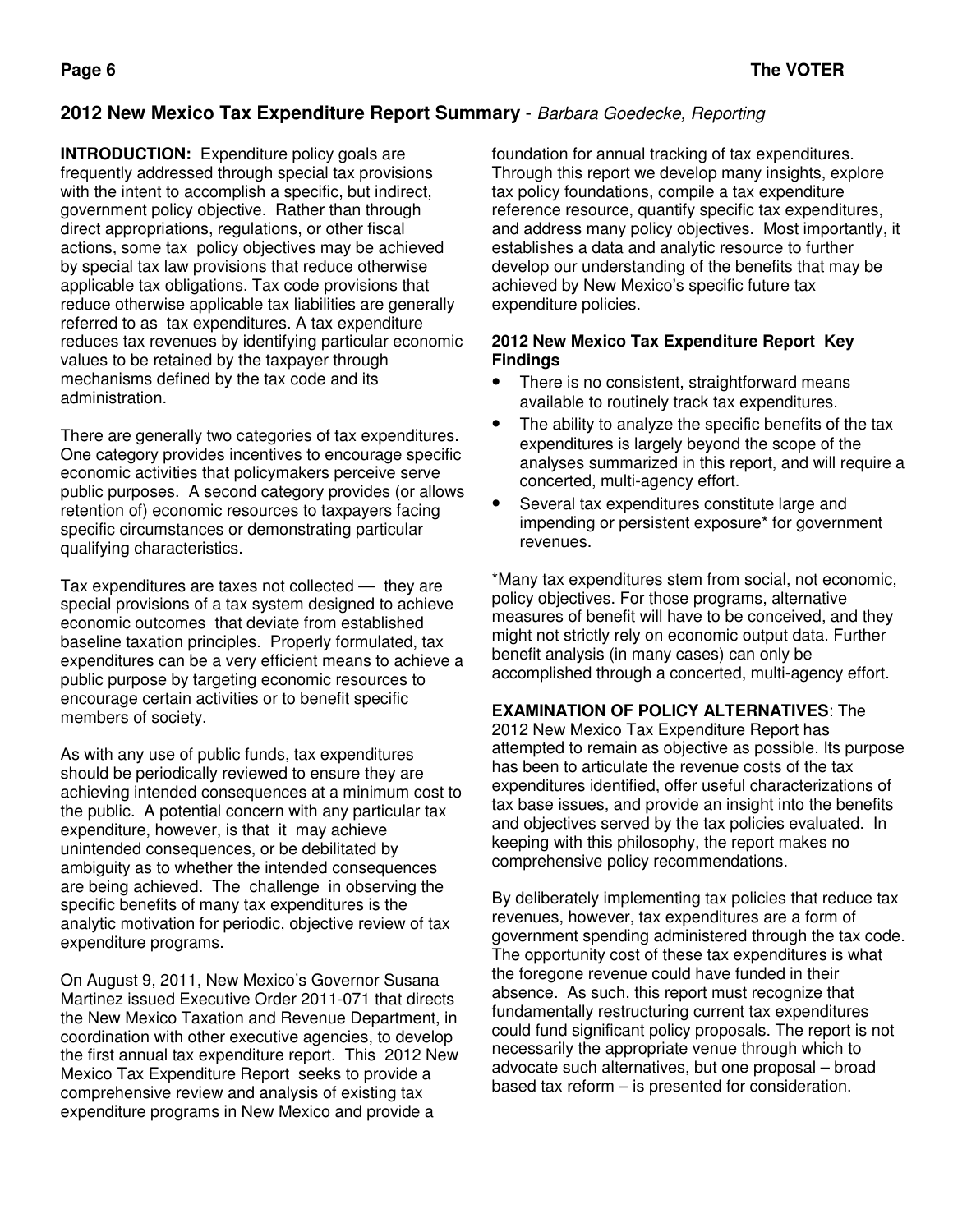## 2012 New Mexico Tax Expenditure Report Summary - *Barbara Goedecke, Reporting*

**INTRODUCTION:** Expenditure policy goals are frequently addressed through special tax provisions with the intent to accomplish a specific, but indirect, government policy objective. Rather than through direct appropriations, regulations, or other fiscal actions, some tax policy objectives may be achieved by special tax law provisions that reduce otherwise applicable tax obligations. Tax code provisions that reduce otherwise applicable tax liabilities are generally referred to as tax expenditures. A tax expenditure reduces tax revenues by identifying particular economic values to be retained by the taxpayer through mechanisms defined by the tax code and its administration.

There are generally two categories of tax expenditures. One category provides incentives to encourage specific economic activities that policymakers perceive serve public purposes. A second category provides (or allows retention of) economic resources to taxpayers facing specific circumstances or demonstrating particular qualifying characteristics.

Tax expenditures are taxes not collected — they are special provisions of a tax system designed to achieve economic outcomes that deviate from established baseline taxation principles. Properly formulated, tax expenditures can be a very efficient means to achieve a public purpose by targeting economic resources to encourage certain activities or to benefit specific members of society.

As with any use of public funds, tax expenditures should be periodically reviewed to ensure they are achieving intended consequences at a minimum cost to the public. A potential concern with any particular tax expenditure, however, is that it may achieve unintended consequences, or be debilitated by ambiguity as to whether the intended consequences are being achieved. The challenge in observing the specific benefits of many tax expenditures is the analytic motivation for periodic, objective review of tax expenditure programs.

On August 9, 2011, New Mexico's Governor Susana Martinez issued Executive Order 2011-071 that directs the New Mexico Taxation and Revenue Department, in coordination with other executive agencies, to develop the first annual tax expenditure report. This 2012 New Mexico Tax Expenditure Report seeks to provide a comprehensive review and analysis of existing tax expenditure programs in New Mexico and provide a foundation for annual tracking of tax expenditures. Through this report we develop many insights, explore tax policy foundations, compile a tax expenditure reference resource, quantify specific tax expenditures, and address many policy objectives. Most importantly, it establishes a data and analytic resource to further develop our understanding of the benefits that may be achieved by New Mexico's specific future tax expenditure policies.

**2012 New Mexico Tax Expenditure Report Key Findings**

- There is no consistent, straightforward means available to routinely track tax expenditures.
- The ability to analyze the specific benefits of the tax expenditures is largely beyond the scope of the analyses summarized in this report, and will require a concerted, multi-agency effort.
- Several tax expenditures constitute large and impending or persistent exposure* for government revenues.

*Many tax expenditures stem from social, not economic, policy objectives. For those programs, alternative measures of benefit will have to be conceived, and they might not strictly rely on economic output data. Further benefit analysis (in many cases) can only be accomplished through a concerted, multi-agency effort.

**EXAMINATION OF POLICY ALTERNATIVES**: The 2012 New Mexico Tax Expenditure Report has attempted to remain as objective as possible. Its purpose has been to articulate the revenue costs of the tax expenditures identified, offer useful characterizations of tax base issues, and provide an insight into the benefits and objectives served by the tax policies evaluated. In keeping with this philosophy, the report makes no comprehensive policy recommendations.

By deliberately implementing tax policies that reduce tax revenues, however, tax expenditures are a form of government spending administered through the tax code. The opportunity cost of these tax expenditures is what the foregone revenue could have funded in their absence. As such, this report must recognize that fundamentally restructuring current tax expenditures could fund significant policy proposals. The report is not necessarily the appropriate venue through which to advocate such alternatives, but one proposal – broad based tax reform – is presented for consideration.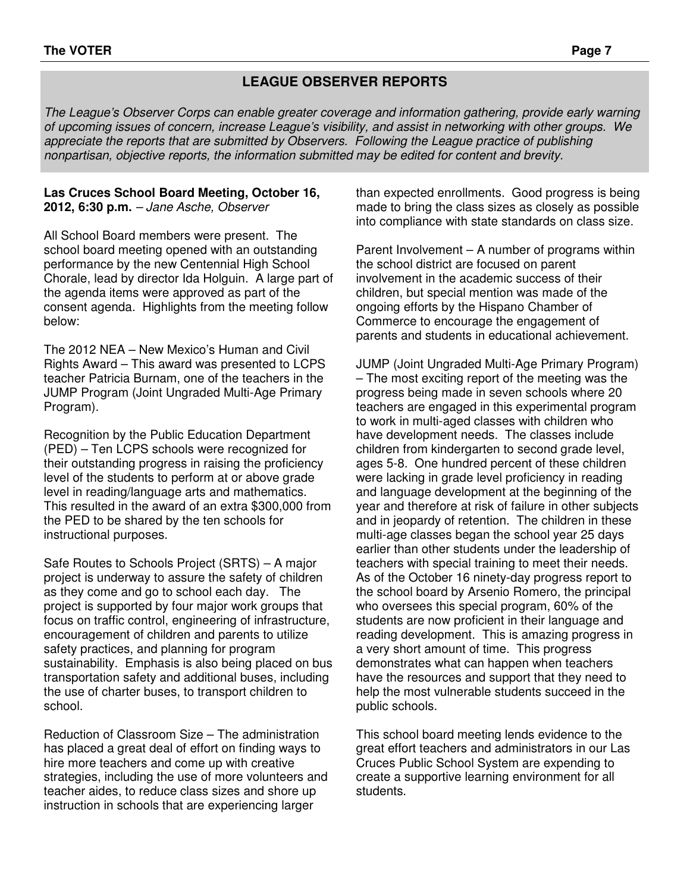## LEAGUE OBSERVER REPORTS

*The League's Observer Corps can enable greater coverage and information gathering, provide early warning of upcoming issues of concern, increase League's visibility, and assist in networking with other groups. We appreciate the reports that are submitted by Observers. Following the League practice of publishing nonpartisan, objective reports, the information submitted may be edited for content and brevity.*

**Las Cruces School Board Meeting, October 16, 2012, 6:30 p.m.** – *Jane Asche, Observer*

All School Board members were present. The school board meeting opened with an outstanding performance by the new Centennial High School Chorale, lead by director Ida Holguin. A large part of the agenda items were approved as part of the consent agenda. Highlights from the meeting follow below:

The 2012 NEA – New Mexico's Human and Civil Rights Award – This award was presented to LCPS teacher Patricia Burnam, one of the teachers in the JUMP Program (Joint Ungraded Multi-Age Primary Program).

Recognition by the Public Education Department (PED) – Ten LCPS schools were recognized for their outstanding progress in raising the proficiency level of the students to perform at or above grade level in reading/language arts and mathematics. This resulted in the award of an extra $300,000 from the PED to be shared by the ten schools for instructional purposes.

Safe Routes to Schools Project (SRTS) – A major project is underway to assure the safety of children as they come and go to school each day. The project is supported by four major work groups that focus on traffic control, engineering of infrastructure, encouragement of children and parents to utilize safety practices, and planning for program sustainability. Emphasis is also being placed on bus transportation safety and additional buses, including the use of charter buses, to transport children to school.

Reduction of Classroom Size – The administration has placed a great deal of effort on finding ways to hire more teachers and come up with creative strategies, including the use of more volunteers and teacher aides, to reduce class sizes and shore up instruction in schools that are experiencing larger than expected enrollments. Good progress is being made to bring the class sizes as closely as possible into compliance with state standards on class size.

Parent Involvement – A number of programs within the school district are focused on parent involvement in the academic success of their children, but special mention was made of the ongoing efforts by the Hispano Chamber of Commerce to encourage the engagement of parents and students in educational achievement.

JUMP (Joint Ungraded Multi-Age Primary Program) – The most exciting report of the meeting was the progress being made in seven schools where 20 teachers are engaged in this experimental program to work in multi-aged classes with children who have development needs. The classes include children from kindergarten to second grade level, ages 5-8. One hundred percent of these children were lacking in grade level proficiency in reading and language development at the beginning of the year and therefore at risk of failure in other subjects and in jeopardy of retention. The children in these multi-age classes began the school year 25 days earlier than other students under the leadership of teachers with special training to meet their needs. As of the October 16 ninety-day progress report to the school board by Arsenio Romero, the principal who oversees this special program, 60% of the students are now proficient in their language and reading development. This is amazing progress in a very short amount of time. This progress demonstrates what can happen when teachers have the resources and support that they need to help the most vulnerable students succeed in the public schools.

This school board meeting lends evidence to the great effort teachers and administrators in our Las Cruces Public School System are expending to create a supportive learning environment for all students.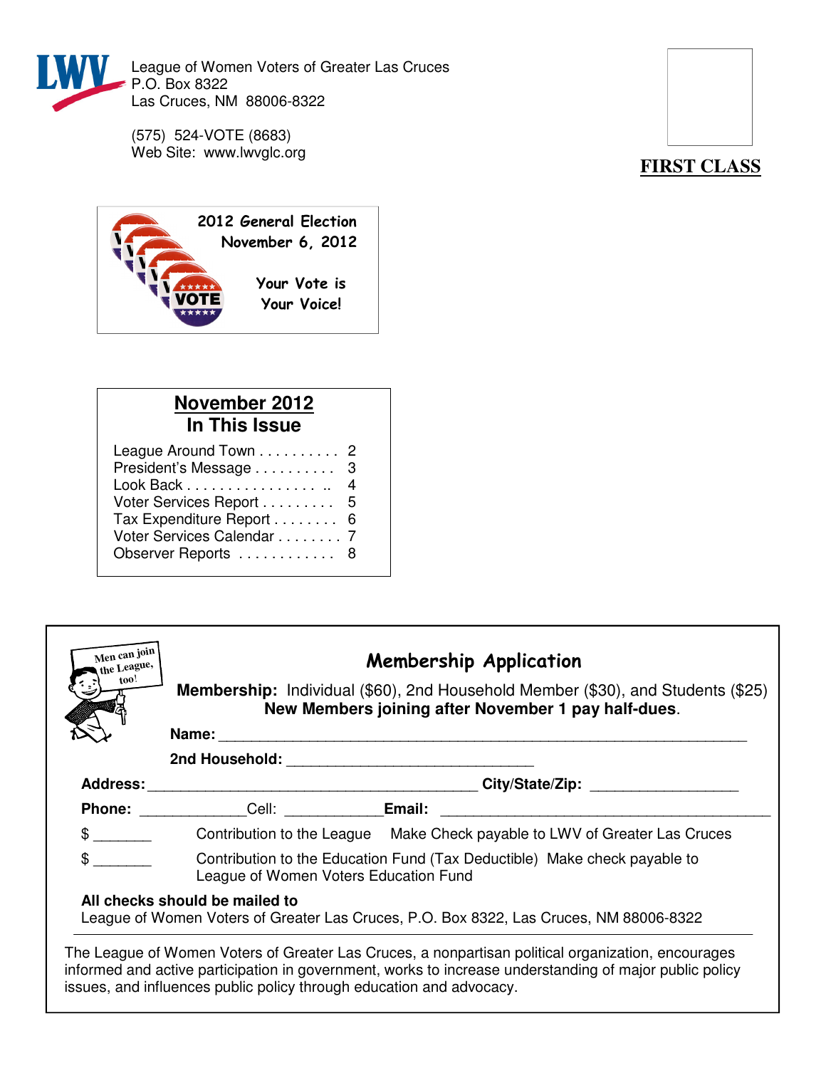League of Women Voters of Greater Las Cruces
P.O. Box 8322
Las Cruces, NM 88006-8322

(575) 524-VOTE (8683)
Web Site: www.lwvglc.org

**FIRST CLASS**

2012 General Election
November 6, 2012

Your Vote is
Your Voice!

## November 2012 In This Issue

| | |
|---|---|
| League Around Town | 2 |
| President's Message | 3 |
| Look Back | 4 |
| Voter Services Report | 5 |
| Tax Expenditure Report | 6 |
| Voter Services Calendar | 7 |
| Observer Reports | 8 |

Men can join the League, too!

## Membership Application

**Membership:** Individual ($60), 2nd Household Member ($30), and Students ($25)
**New Members joining after November 1 pay half-dues**.

**Name:** ____________________________________________

**2nd Household:** ____________________________

**Address:** ______________________________ **City/State/Zip:** ______________

**Phone:** ____________ Cell: ____________ **Email:** ______________________

$ _______ Contribution to the League Make Check payable to LWV of Greater Las Cruces

$ _______ Contribution to the Education Fund (Tax Deductible) Make check payable to League of Women Voters Education Fund

**All checks should be mailed to**
League of Women Voters of Greater Las Cruces, P.O. Box 8322, Las Cruces, NM 88006-8322

The League of Women Voters of Greater Las Cruces, a nonpartisan political organization, encourages informed and active participation in government, works to increase understanding of major public policy issues, and influences public policy through education and advocacy.